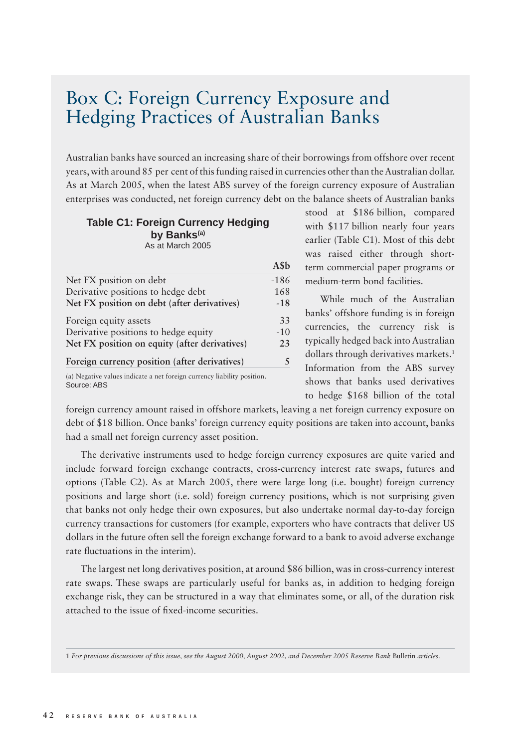# Box C: Foreign Currency Exposure and Hedging Practices of Australian Banks

Australian banks have sourced an increasing share of their borrowings from offshore over recent years, with around 85 per cent of this funding raised in currencies other than the Australian dollar. As at March 2005, when the latest ABS survey of the foreign currency exposure of Australian enterprises was conducted, net foreign currency debt on the balance sheets of Australian banks stood at $186 billion, compared with $117 billion nearly four years earlier (Table C1). Most of this debt was raised either through short-term commercial paper programs or medium-term bond facilities.

**Table C1: Foreign Currency Hedging by Banks(a)**
As at March 2005

| | A$b |
|---|---|
| Net FX position on debt | -186 |
| Derivative positions to hedge debt | 168 |
| **Net FX position on debt (after derivatives)** | **-18** |
| Foreign equity assets | 33 |
| Derivative positions to hedge equity | -10 |
| **Net FX position on equity (after derivatives)** | **23** |
| **Foreign currency position (after derivatives)** | **5** |

(a) Negative values indicate a net foreign currency liability position.
Source: ABS

While much of the Australian banks' offshore funding is in foreign currencies, the currency risk is typically hedged back into Australian dollars through derivatives markets.[1] Information from the ABS survey shows that banks used derivatives to hedge $168 billion of the total foreign currency amount raised in offshore markets, leaving a net foreign currency exposure on debt of $18 billion. Once banks' foreign currency equity positions are taken into account, banks had a small net foreign currency asset position.

The derivative instruments used to hedge foreign currency exposures are quite varied and include forward foreign exchange contracts, cross-currency interest rate swaps, futures and options (Table C2). As at March 2005, there were large long (i.e. bought) foreign currency positions and large short (i.e. sold) foreign currency positions, which is not surprising given that banks not only hedge their own exposures, but also undertake normal day-to-day foreign currency transactions for customers (for example, exporters who have contracts that deliver US dollars in the future often sell the foreign exchange forward to a bank to avoid adverse exchange rate fluctuations in the interim).

The largest net long derivatives position, at around $86 billion, was in cross-currency interest rate swaps. These swaps are particularly useful for banks as, in addition to hedging foreign exchange risk, they can be structured in a way that eliminates some, or all, of the duration risk attached to the issue of fixed-income securities.

1 *For previous discussions of this issue, see the August 2000, August 2002, and December 2005 Reserve Bank* Bulletin *articles.*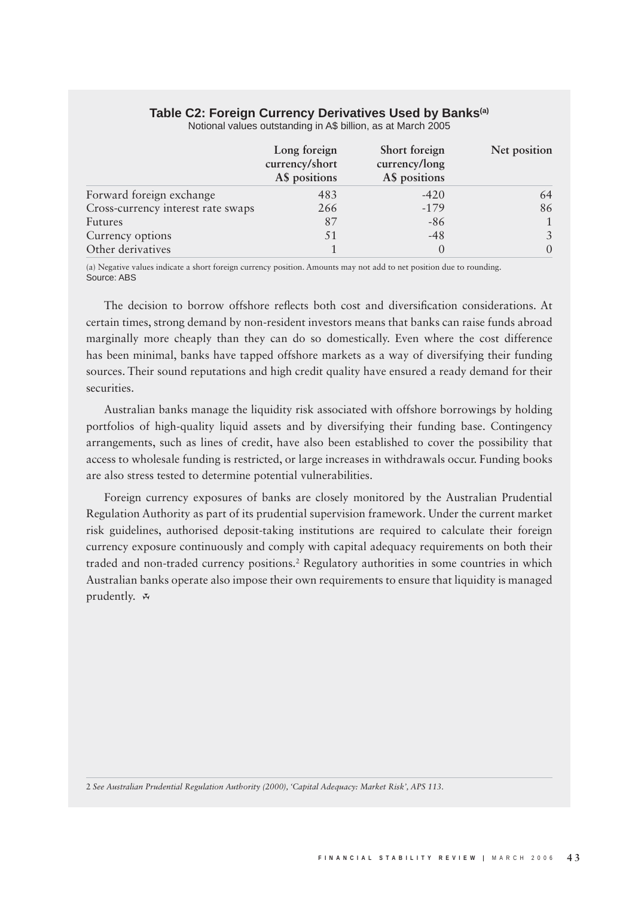**Table C2: Foreign Currency Derivatives Used by Banks[(a)]**

Notional values outstanding in A$ billion, as at March 2005

| | Long foreign currency/short A$ positions | Short foreign currency/long A$ positions | Net position |
|---|---|---|---|
| Forward foreign exchange | 483 | -420 | 64 |
| Cross-currency interest rate swaps | 266 | -179 | 86 |
| Futures | 87 | -86 | 1 |
| Currency options | 51 | -48 | 3 |
| Other derivatives | 1 | 0 | 0 |

(a) Negative values indicate a short foreign currency position. Amounts may not add to net position due to rounding.
Source: ABS

The decision to borrow offshore reflects both cost and diversification considerations. At certain times, strong demand by non-resident investors means that banks can raise funds abroad marginally more cheaply than they can do so domestically. Even where the cost difference has been minimal, banks have tapped offshore markets as a way of diversifying their funding sources. Their sound reputations and high credit quality have ensured a ready demand for their securities.

Australian banks manage the liquidity risk associated with offshore borrowings by holding portfolios of high-quality liquid assets and by diversifying their funding base. Contingency arrangements, such as lines of credit, have also been established to cover the possibility that access to wholesale funding is restricted, or large increases in withdrawals occur. Funding books are also stress tested to determine potential vulnerabilities.

Foreign currency exposures of banks are closely monitored by the Australian Prudential Regulation Authority as part of its prudential supervision framework. Under the current market risk guidelines, authorised deposit-taking institutions are required to calculate their foreign currency exposure continuously and comply with capital adequacy requirements on both their traded and non-traded currency positions.[2] Regulatory authorities in some countries in which Australian banks operate also impose their own requirements to ensure that liquidity is managed prudently.

2 *See Australian Prudential Regulation Authority (2000), 'Capital Adequacy: Market Risk', APS 113.*